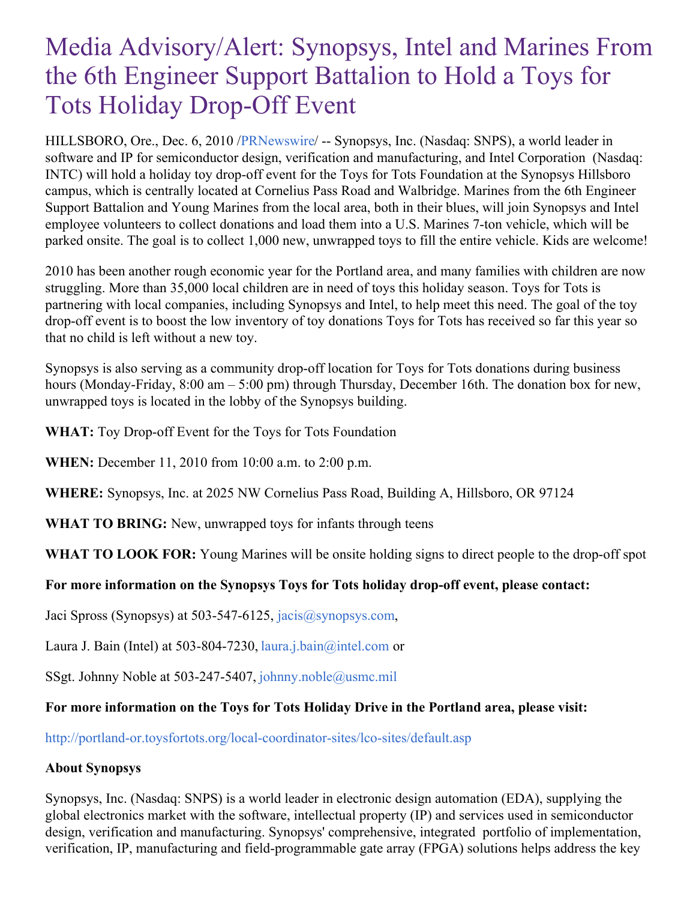# Media Advisory/Alert: Synopsys, Intel and Marines From the 6th Engineer Support Battalion to Hold a Toys for Tots Holiday Drop-Off Event

HILLSBORO, Ore., Dec. 6, 2010 /PRNewswire/ -- Synopsys, Inc. (Nasdaq: SNPS), a world leader in software and IP for semiconductor design, verification and manufacturing, and Intel Corporation (Nasdaq: INTC) will hold a holiday toy drop-off event for the Toys for Tots Foundation at the Synopsys Hillsboro campus, which is centrally located at Cornelius Pass Road and Walbridge. Marines from the 6th Engineer Support Battalion and Young Marines from the local area, both in their blues, will join Synopsys and Intel employee volunteers to collect donations and load them into a U.S. Marines 7-ton vehicle, which will be parked onsite. The goal is to collect 1,000 new, unwrapped toys to fill the entire vehicle. Kids are welcome!

2010 has been another rough economic year for the Portland area, and many families with children are now struggling. More than 35,000 local children are in need of toys this holiday season. Toys for Tots is partnering with local companies, including Synopsys and Intel, to help meet this need. The goal of the toy drop-off event is to boost the low inventory of toy donations Toys for Tots has received so far this year so that no child is left without a new toy.

Synopsys is also serving as a community drop-off location for Toys for Tots donations during business hours (Monday-Friday, 8:00 am – 5:00 pm) through Thursday, December 16th. The donation box for new, unwrapped toys is located in the lobby of the Synopsys building.

**WHAT:** Toy Drop-off Event for the Toys for Tots Foundation

**WHEN:** December 11, 2010 from 10:00 a.m. to 2:00 p.m.

**WHERE:** Synopsys, Inc. at 2025 NW Cornelius Pass Road, Building A, Hillsboro, OR 97124

**WHAT TO BRING:** New, unwrapped toys for infants through teens

**WHAT TO LOOK FOR:** Young Marines will be onsite holding signs to direct people to the drop-off spot

**For more information on the Synopsys Toys for Tots holiday drop-off event, please contact:**

Jaci Spross (Synopsys) at 503-547-6125, jacis@synopsys.com,

Laura J. Bain (Intel) at 503-804-7230, laura.j.bain@intel.com or

SSgt. Johnny Noble at 503-247-5407, johnny.noble@usmc.mil

**For more information on the Toys for Tots Holiday Drive in the Portland area, please visit:**

http://portland-or.toysfortots.org/local-coordinator-sites/lco-sites/default.asp

**About Synopsys**

Synopsys, Inc. (Nasdaq: SNPS) is a world leader in electronic design automation (EDA), supplying the global electronics market with the software, intellectual property (IP) and services used in semiconductor design, verification and manufacturing. Synopsys' comprehensive, integrated portfolio of implementation, verification, IP, manufacturing and field-programmable gate array (FPGA) solutions helps address the key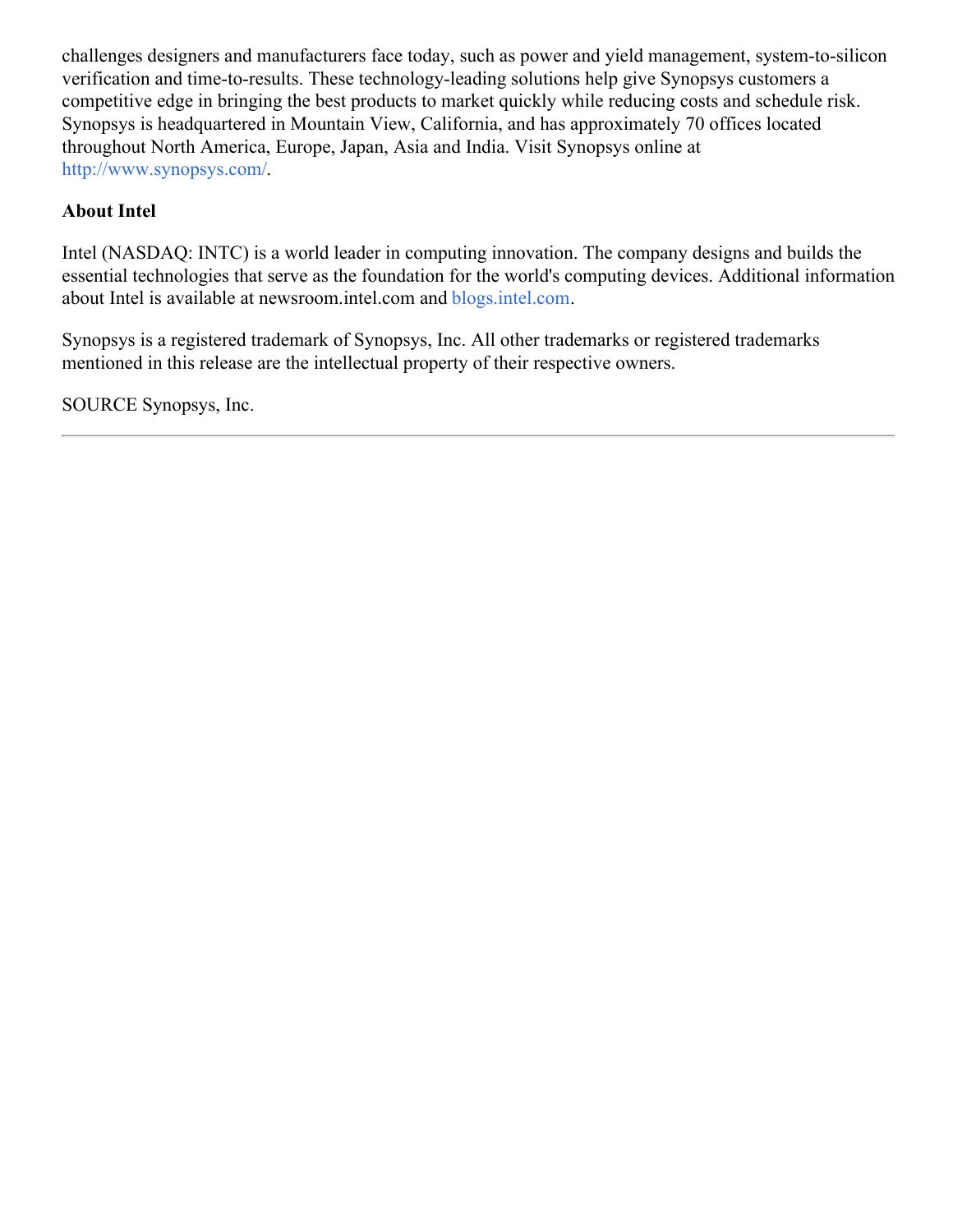challenges designers and manufacturers face today, such as power and yield management, system-to-silicon verification and time-to-results. These technology-leading solutions help give Synopsys customers a competitive edge in bringing the best products to market quickly while reducing costs and schedule risk. Synopsys is headquartered in Mountain View, California, and has approximately 70 offices located throughout North America, Europe, Japan, Asia and India. Visit Synopsys online at http://www.synopsys.com/.

**About Intel**

Intel (NASDAQ: INTC) is a world leader in computing innovation. The company designs and builds the essential technologies that serve as the foundation for the world's computing devices. Additional information about Intel is available at newsroom.intel.com and blogs.intel.com.

Synopsys is a registered trademark of Synopsys, Inc. All other trademarks or registered trademarks mentioned in this release are the intellectual property of their respective owners.

SOURCE Synopsys, Inc.

---